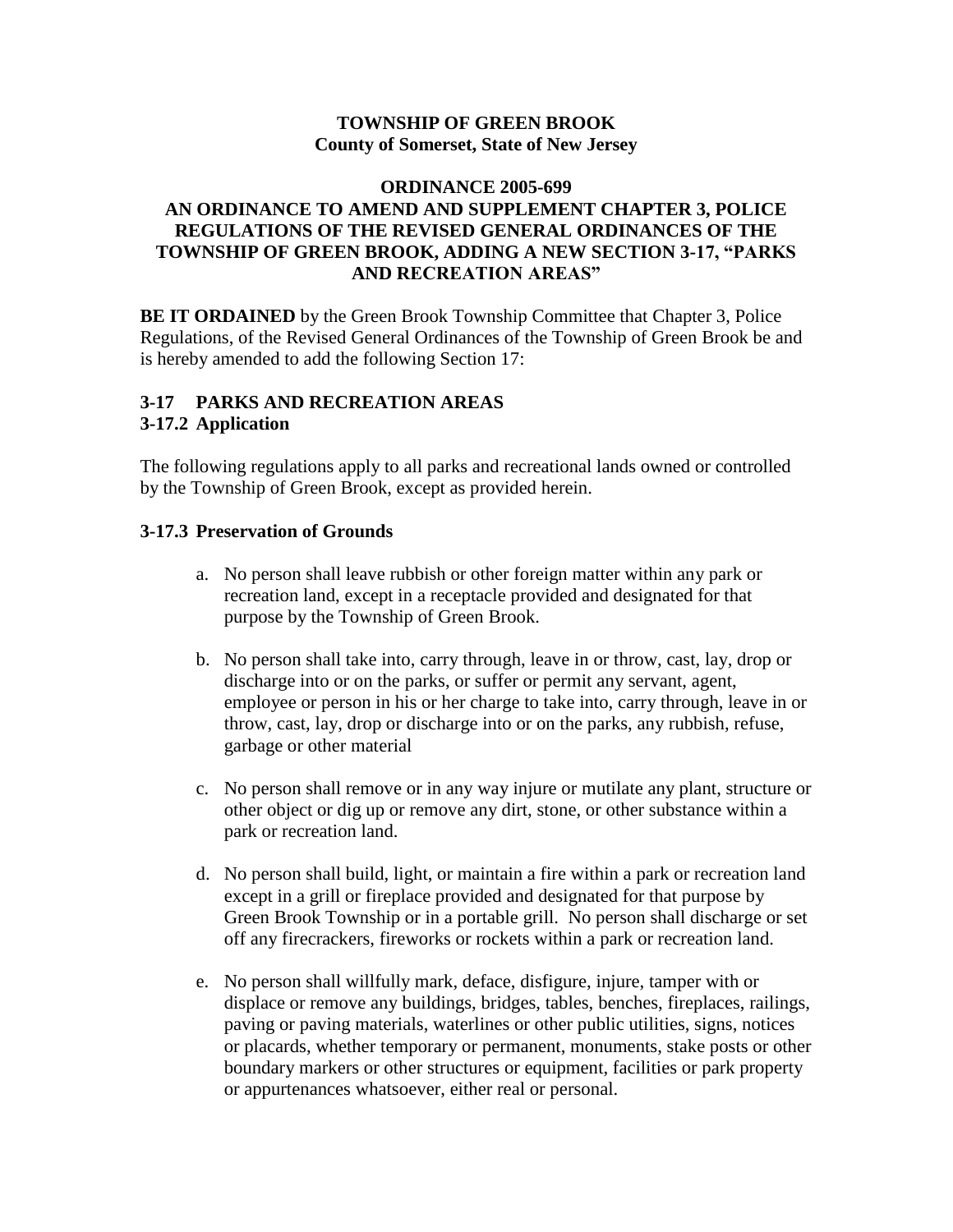**TOWNSHIP OF GREEN BROOK**
**County of Somerset, State of New Jersey**

# ORDINANCE 2005-699

# AN ORDINANCE TO AMEND AND SUPPLEMENT CHAPTER 3, POLICE REGULATIONS OF THE REVISED GENERAL ORDINANCES OF THE TOWNSHIP OF GREEN BROOK, ADDING A NEW SECTION 3-17, "PARKS AND RECREATION AREAS"

**BE IT ORDAINED** by the Green Brook Township Committee that Chapter 3, Police Regulations, of the Revised General Ordinances of the Township of Green Brook be and is hereby amended to add the following Section 17:

## 3-17 PARKS AND RECREATION AREAS

### 3-17.2 Application

The following regulations apply to all parks and recreational lands owned or controlled by the Township of Green Brook, except as provided herein.

### 3-17.3 Preservation of Grounds

a. No person shall leave rubbish or other foreign matter within any park or recreation land, except in a receptacle provided and designated for that purpose by the Township of Green Brook.

b. No person shall take into, carry through, leave in or throw, cast, lay, drop or discharge into or on the parks, or suffer or permit any servant, agent, employee or person in his or her charge to take into, carry through, leave in or throw, cast, lay, drop or discharge into or on the parks, any rubbish, refuse, garbage or other material

c. No person shall remove or in any way injure or mutilate any plant, structure or other object or dig up or remove any dirt, stone, or other substance within a park or recreation land.

d. No person shall build, light, or maintain a fire within a park or recreation land except in a grill or fireplace provided and designated for that purpose by Green Brook Township or in a portable grill. No person shall discharge or set off any firecrackers, fireworks or rockets within a park or recreation land.

e. No person shall willfully mark, deface, disfigure, injure, tamper with or displace or remove any buildings, bridges, tables, benches, fireplaces, railings, paving or paving materials, waterlines or other public utilities, signs, notices or placards, whether temporary or permanent, monuments, stake posts or other boundary markers or other structures or equipment, facilities or park property or appurtenances whatsoever, either real or personal.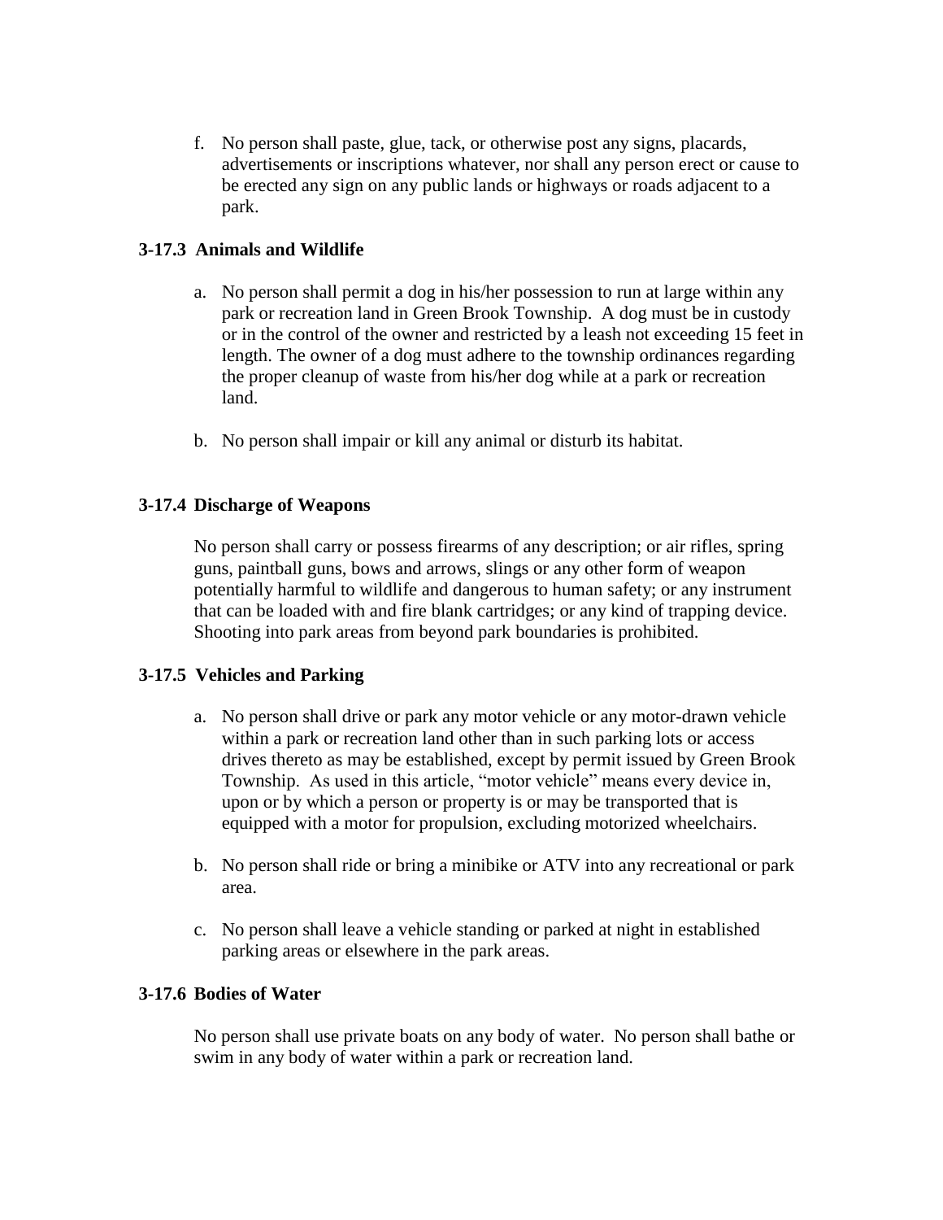f. No person shall paste, glue, tack, or otherwise post any signs, placards, advertisements or inscriptions whatever, nor shall any person erect or cause to be erected any sign on any public lands or highways or roads adjacent to a park.

### 3-17.3 Animals and Wildlife

a. No person shall permit a dog in his/her possession to run at large within any park or recreation land in Green Brook Township. A dog must be in custody or in the control of the owner and restricted by a leash not exceeding 15 feet in length. The owner of a dog must adhere to the township ordinances regarding the proper cleanup of waste from his/her dog while at a park or recreation land.

b. No person shall impair or kill any animal or disturb its habitat.

### 3-17.4 Discharge of Weapons

No person shall carry or possess firearms of any description; or air rifles, spring guns, paintball guns, bows and arrows, slings or any other form of weapon potentially harmful to wildlife and dangerous to human safety; or any instrument that can be loaded with and fire blank cartridges; or any kind of trapping device. Shooting into park areas from beyond park boundaries is prohibited.

### 3-17.5 Vehicles and Parking

a. No person shall drive or park any motor vehicle or any motor-drawn vehicle within a park or recreation land other than in such parking lots or access drives thereto as may be established, except by permit issued by Green Brook Township. As used in this article, "motor vehicle" means every device in, upon or by which a person or property is or may be transported that is equipped with a motor for propulsion, excluding motorized wheelchairs.

b. No person shall ride or bring a minibike or ATV into any recreational or park area.

c. No person shall leave a vehicle standing or parked at night in established parking areas or elsewhere in the park areas.

### 3-17.6 Bodies of Water

No person shall use private boats on any body of water. No person shall bathe or swim in any body of water within a park or recreation land.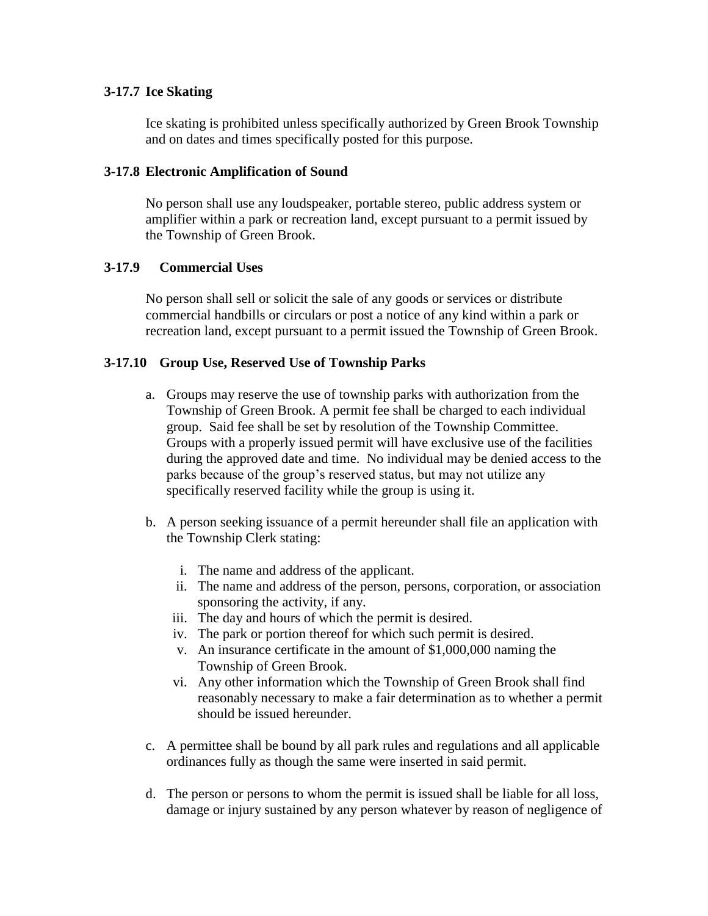### 3-17.7 Ice Skating

Ice skating is prohibited unless specifically authorized by Green Brook Township and on dates and times specifically posted for this purpose.

### 3-17.8 Electronic Amplification of Sound

No person shall use any loudspeaker, portable stereo, public address system or amplifier within a park or recreation land, except pursuant to a permit issued by the Township of Green Brook.

### 3-17.9 Commercial Uses

No person shall sell or solicit the sale of any goods or services or distribute commercial handbills or circulars or post a notice of any kind within a park or recreation land, except pursuant to a permit issued the Township of Green Brook.

### 3-17.10 Group Use, Reserved Use of Township Parks

a. Groups may reserve the use of township parks with authorization from the Township of Green Brook. A permit fee shall be charged to each individual group. Said fee shall be set by resolution of the Township Committee. Groups with a properly issued permit will have exclusive use of the facilities during the approved date and time. No individual may be denied access to the parks because of the group's reserved status, but may not utilize any specifically reserved facility while the group is using it.

b. A person seeking issuance of a permit hereunder shall file an application with the Township Clerk stating:

    i. The name and address of the applicant.
    ii. The name and address of the person, persons, corporation, or association sponsoring the activity, if any.
    iii. The day and hours of which the permit is desired.
    iv. The park or portion thereof for which such permit is desired.
    v. An insurance certificate in the amount of $1,000,000 naming the Township of Green Brook.
    vi. Any other information which the Township of Green Brook shall find reasonably necessary to make a fair determination as to whether a permit should be issued hereunder.

c. A permittee shall be bound by all park rules and regulations and all applicable ordinances fully as though the same were inserted in said permit.

d. The person or persons to whom the permit is issued shall be liable for all loss, damage or injury sustained by any person whatever by reason of negligence of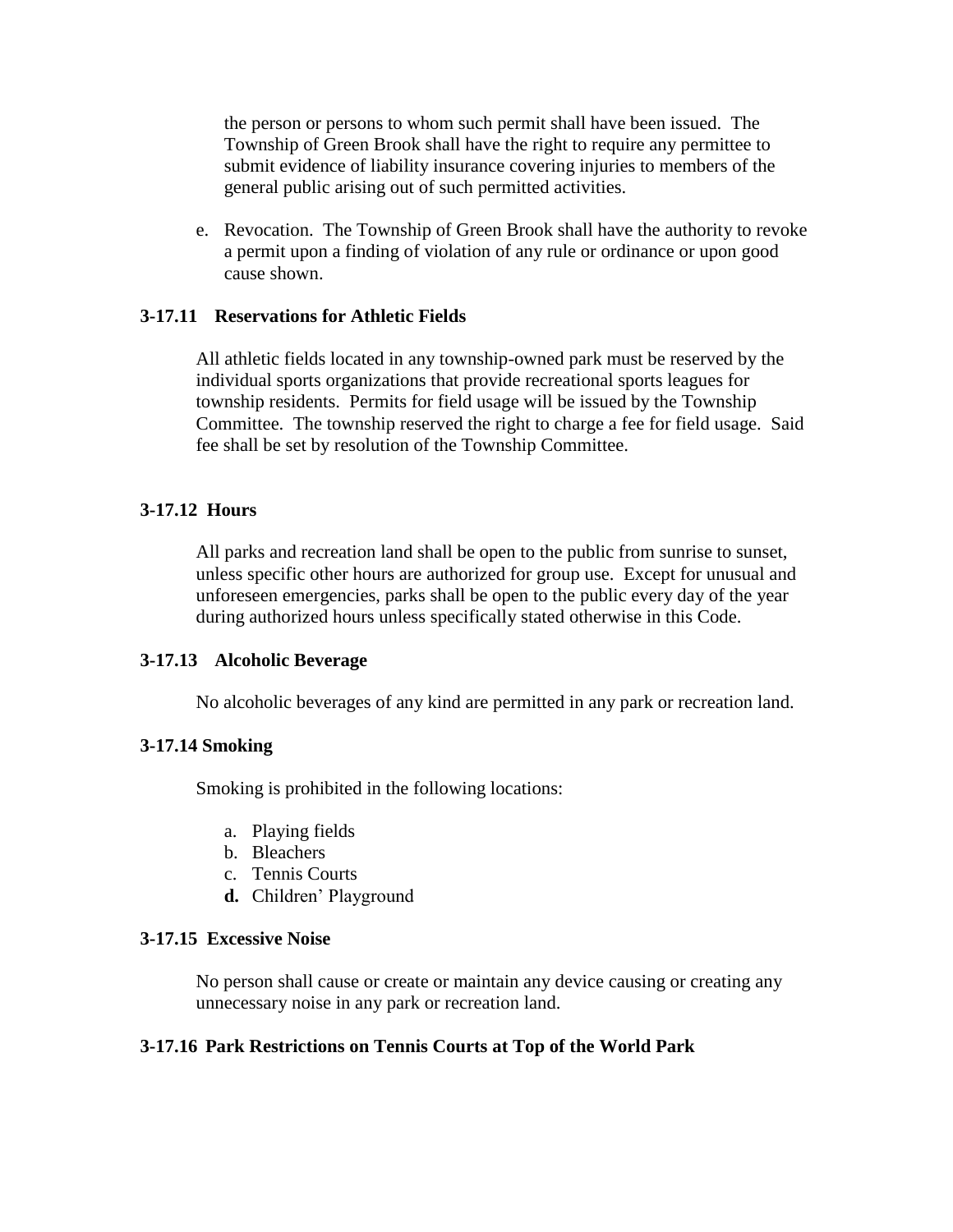the person or persons to whom such permit shall have been issued. The Township of Green Brook shall have the right to require any permittee to submit evidence of liability insurance covering injuries to members of the general public arising out of such permitted activities.

e. Revocation. The Township of Green Brook shall have the authority to revoke a permit upon a finding of violation of any rule or ordinance or upon good cause shown.

### 3-17.11 Reservations for Athletic Fields

All athletic fields located in any township-owned park must be reserved by the individual sports organizations that provide recreational sports leagues for township residents. Permits for field usage will be issued by the Township Committee. The township reserved the right to charge a fee for field usage. Said fee shall be set by resolution of the Township Committee.

### 3-17.12 Hours

All parks and recreation land shall be open to the public from sunrise to sunset, unless specific other hours are authorized for group use. Except for unusual and unforeseen emergencies, parks shall be open to the public every day of the year during authorized hours unless specifically stated otherwise in this Code.

### 3-17.13 Alcoholic Beverage

No alcoholic beverages of any kind are permitted in any park or recreation land.

### 3-17.14 Smoking

Smoking is prohibited in the following locations:

a. Playing fields
b. Bleachers
c. Tennis Courts
**d.** Children' Playground

### 3-17.15 Excessive Noise

No person shall cause or create or maintain any device causing or creating any unnecessary noise in any park or recreation land.

### 3-17.16 Park Restrictions on Tennis Courts at Top of the World Park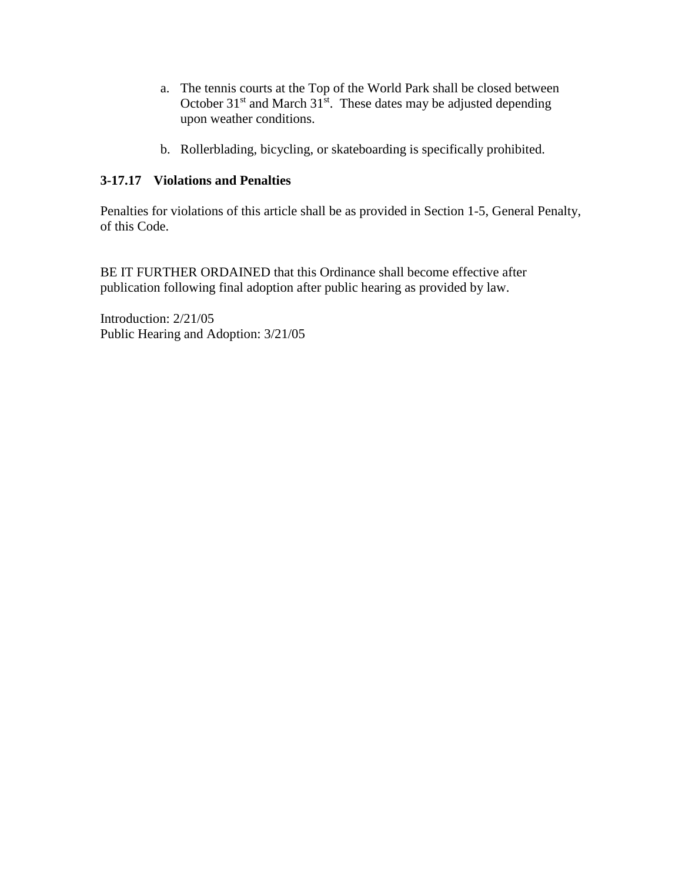a. The tennis courts at the Top of the World Park shall be closed between October 31st and March 31st. These dates may be adjusted depending upon weather conditions.

b. Rollerblading, bicycling, or skateboarding is specifically prohibited.

### 3-17.17 Violations and Penalties

Penalties for violations of this article shall be as provided in Section 1-5, General Penalty, of this Code.

BE IT FURTHER ORDAINED that this Ordinance shall become effective after publication following final adoption after public hearing as provided by law.

Introduction: 2/21/05
Public Hearing and Adoption: 3/21/05